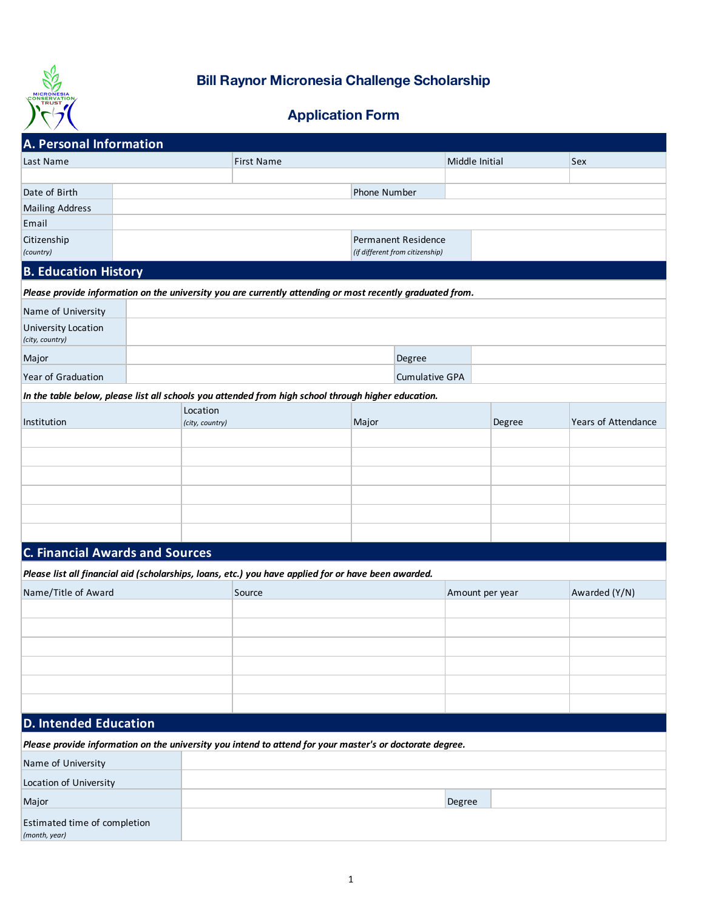# Bill Raynor Micronesia Challenge Scholarship

## Application Form

## A. Personal Information

| Last Name | First Name | Middle Initial | Sex |
|---|---|---|---|
| | | | |

| Date of Birth | | Phone Number | |
|---|---|---|---|
| Mailing Address | | | |
| Email | | | |
| Citizenship *(country)* | | Permanent Residence *(if different from citizenship)* | |

## B. Education History

***Please provide information on the university you are currently attending or most recently graduated from.***

| Name of University | | | |
|---|---|---|---|
| University Location *(city, country)* | | | |
| Major | | Degree | |
| Year of Graduation | | Cumulative GPA | |

***In the table below, please list all schools you attended from high school through higher education.***

| Institution | Location *(city, country)* | Major | Degree | Years of Attendance |
|---|---|---|---|---|
| | | | | |
| | | | | |
| | | | | |
| | | | | |
| | | | | |
| | | | | |

## C. Financial Awards and Sources

***Please list all financial aid (scholarships, loans, etc.) you have applied for or have been awarded.***

| Name/Title of Award | Source | Amount per year | Awarded (Y/N) |
|---|---|---|---|
| | | | |
| | | | |
| | | | |
| | | | |
| | | | |
| | | | |

## D. Intended Education

***Please provide information on the university you intend to attend for your master's or doctorate degree.***

| Name of University | | | |
|---|---|---|---|
| Location of University | | | |
| Major | | Degree | |
| Estimated time of completion *(month, year)* | | | |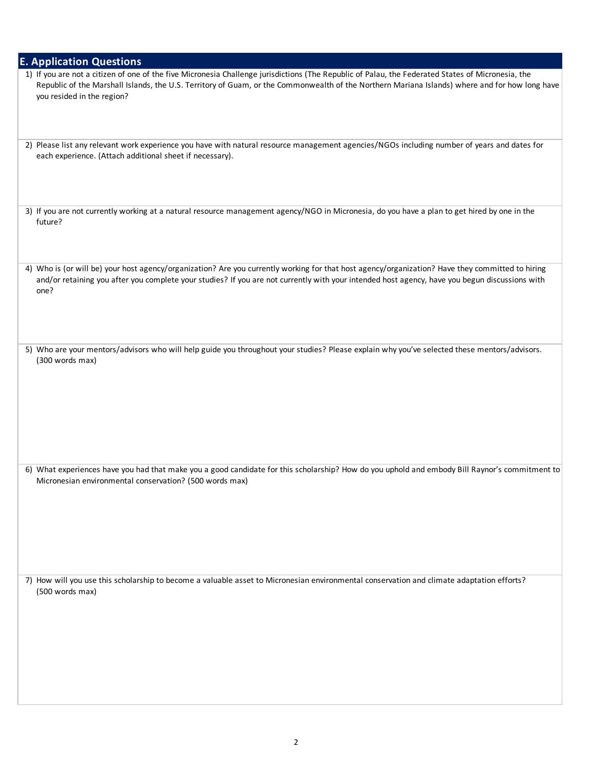## E. Application Questions

1) If you are not a citizen of one of the five Micronesia Challenge jurisdictions (The Republic of Palau, the Federated States of Micronesia, the Republic of the Marshall Islands, the U.S. Territory of Guam, or the Commonwealth of the Northern Mariana Islands) where and for how long have you resided in the region?

2) Please list any relevant work experience you have with natural resource management agencies/NGOs including number of years and dates for each experience. (Attach additional sheet if necessary).

3) If you are not currently working at a natural resource management agency/NGO in Micronesia, do you have a plan to get hired by one in the future?

4) Who is (or will be) your host agency/organization? Are you currently working for that host agency/organization? Have they committed to hiring and/or retaining you after you complete your studies? If you are not currently with your intended host agency, have you begun discussions with one?

5) Who are your mentors/advisors who will help guide you throughout your studies? Please explain why you've selected these mentors/advisors. (300 words max)

6) What experiences have you had that make you a good candidate for this scholarship? How do you uphold and embody Bill Raynor's commitment to Micronesian environmental conservation? (500 words max)

7) How will you use this scholarship to become a valuable asset to Micronesian environmental conservation and climate adaptation efforts? (500 words max)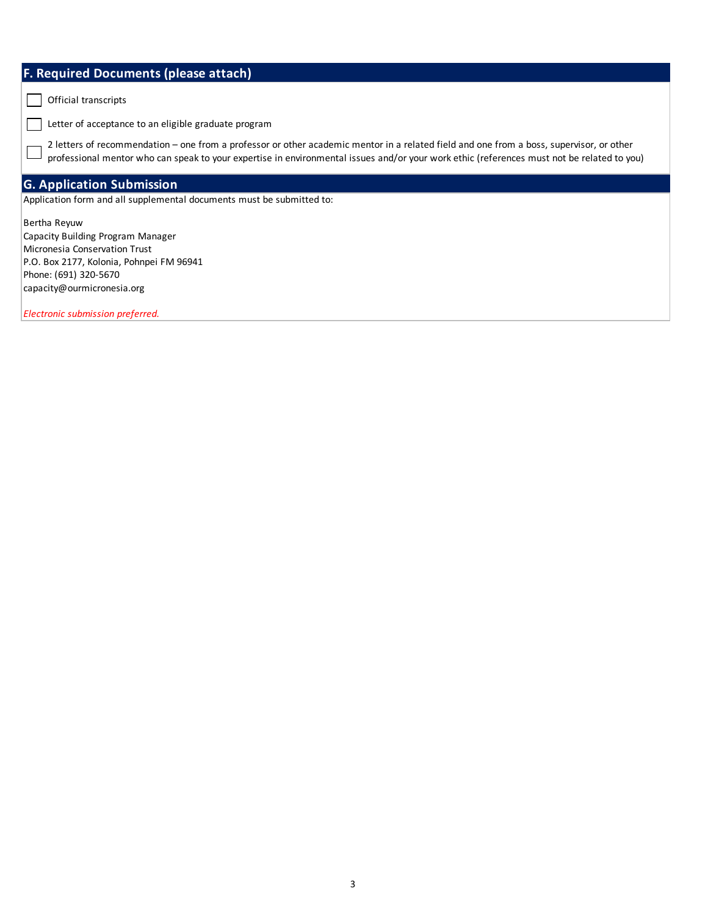## F. Required Documents (please attach)

- [ ] Official transcripts
- [ ] Letter of acceptance to an eligible graduate program
- [ ] 2 letters of recommendation – one from a professor or other academic mentor in a related field and one from a boss, supervisor, or other professional mentor who can speak to your expertise in environmental issues and/or your work ethic (references must not be related to you)

## G. Application Submission

Application form and all supplemental documents must be submitted to:

Bertha Reyuw  
Capacity Building Program Manager  
Micronesia Conservation Trust  
P.O. Box 2177, Kolonia, Pohnpei FM 96941  
Phone: (691) 320-5670  
capacity@ourmicronesia.org

*Electronic submission preferred.*